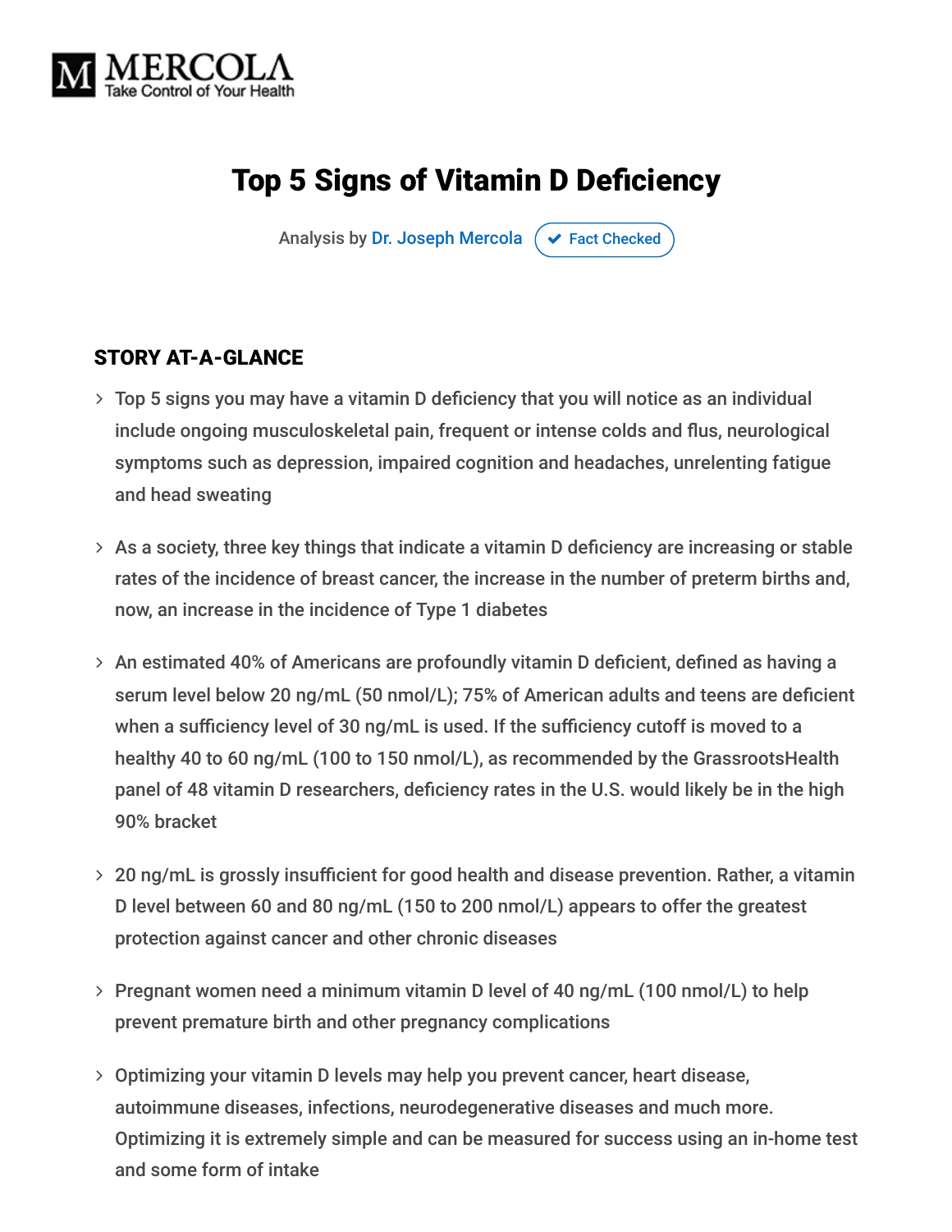MERCOLA
Take Control of Your Health

# Top 5 Signs of Vitamin D Deficiency

Analysis by Dr. Joseph Mercola ✔ Fact Checked

## STORY AT-A-GLANCE

- Top 5 signs you may have a vitamin D deficiency that you will notice as an individual include ongoing musculoskeletal pain, frequent or intense colds and flus, neurological symptoms such as depression, impaired cognition and headaches, unrelenting fatigue and head sweating
- As a society, three key things that indicate a vitamin D deficiency are increasing or stable rates of the incidence of breast cancer, the increase in the number of preterm births and, now, an increase in the incidence of Type 1 diabetes
- An estimated 40% of Americans are profoundly vitamin D deficient, defined as having a serum level below 20 ng/mL (50 nmol/L); 75% of American adults and teens are deficient when a sufficiency level of 30 ng/mL is used. If the sufficiency cutoff is moved to a healthy 40 to 60 ng/mL (100 to 150 nmol/L), as recommended by the GrassrootsHealth panel of 48 vitamin D researchers, deficiency rates in the U.S. would likely be in the high 90% bracket
- 20 ng/mL is grossly insufficient for good health and disease prevention. Rather, a vitamin D level between 60 and 80 ng/mL (150 to 200 nmol/L) appears to offer the greatest protection against cancer and other chronic diseases
- Pregnant women need a minimum vitamin D level of 40 ng/mL (100 nmol/L) to help prevent premature birth and other pregnancy complications
- Optimizing your vitamin D levels may help you prevent cancer, heart disease, autoimmune diseases, infections, neurodegenerative diseases and much more. Optimizing it is extremely simple and can be measured for success using an in-home test and some form of intake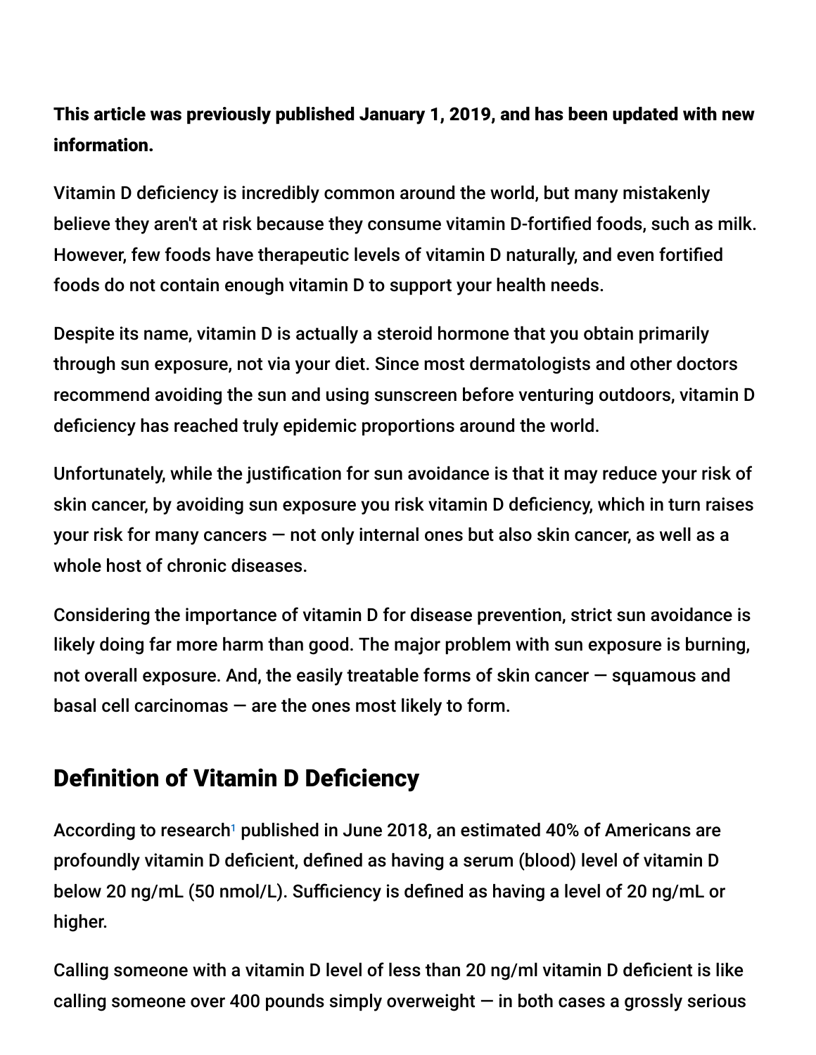**This article was previously published January 1, 2019, and has been updated with new information.**

Vitamin D deficiency is incredibly common around the world, but many mistakenly believe they aren't at risk because they consume vitamin D-fortified foods, such as milk. However, few foods have therapeutic levels of vitamin D naturally, and even fortified foods do not contain enough vitamin D to support your health needs.

Despite its name, vitamin D is actually a steroid hormone that you obtain primarily through sun exposure, not via your diet. Since most dermatologists and other doctors recommend avoiding the sun and using sunscreen before venturing outdoors, vitamin D deficiency has reached truly epidemic proportions around the world.

Unfortunately, while the justification for sun avoidance is that it may reduce your risk of skin cancer, by avoiding sun exposure you risk vitamin D deficiency, which in turn raises your risk for many cancers — not only internal ones but also skin cancer, as well as a whole host of chronic diseases.

Considering the importance of vitamin D for disease prevention, strict sun avoidance is likely doing far more harm than good. The major problem with sun exposure is burning, not overall exposure. And, the easily treatable forms of skin cancer — squamous and basal cell carcinomas — are the ones most likely to form.

## Definition of Vitamin D Deficiency

According to research[1] published in June 2018, an estimated 40% of Americans are profoundly vitamin D deficient, defined as having a serum (blood) level of vitamin D below 20 ng/mL (50 nmol/L). Sufficiency is defined as having a level of 20 ng/mL or higher.

Calling someone with a vitamin D level of less than 20 ng/ml vitamin D deficient is like calling someone over 400 pounds simply overweight — in both cases a grossly serious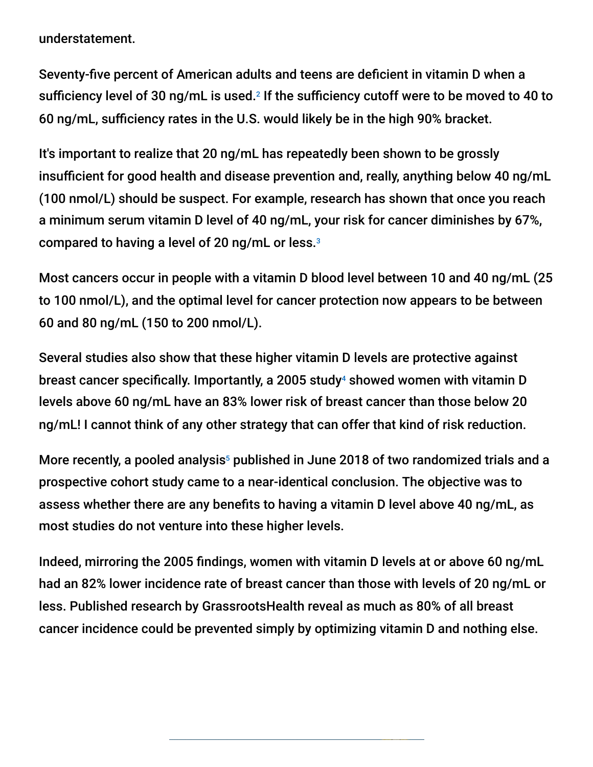understatement.

Seventy-five percent of American adults and teens are deficient in vitamin D when a sufficiency level of 30 ng/mL is used.[2] If the sufficiency cutoff were to be moved to 40 to 60 ng/mL, sufficiency rates in the U.S. would likely be in the high 90% bracket.

It's important to realize that 20 ng/mL has repeatedly been shown to be grossly insufficient for good health and disease prevention and, really, anything below 40 ng/mL (100 nmol/L) should be suspect. For example, research has shown that once you reach a minimum serum vitamin D level of 40 ng/mL, your risk for cancer diminishes by 67%, compared to having a level of 20 ng/mL or less.[3]

Most cancers occur in people with a vitamin D blood level between 10 and 40 ng/mL (25 to 100 nmol/L), and the optimal level for cancer protection now appears to be between 60 and 80 ng/mL (150 to 200 nmol/L).

Several studies also show that these higher vitamin D levels are protective against breast cancer specifically. Importantly, a 2005 study[4] showed women with vitamin D levels above 60 ng/mL have an 83% lower risk of breast cancer than those below 20 ng/mL! I cannot think of any other strategy that can offer that kind of risk reduction.

More recently, a pooled analysis[5] published in June 2018 of two randomized trials and a prospective cohort study came to a near-identical conclusion. The objective was to assess whether there are any benefits to having a vitamin D level above 40 ng/mL, as most studies do not venture into these higher levels.

Indeed, mirroring the 2005 findings, women with vitamin D levels at or above 60 ng/mL had an 82% lower incidence rate of breast cancer than those with levels of 20 ng/mL or less. Published research by GrassrootsHealth reveal as much as 80% of all breast cancer incidence could be prevented simply by optimizing vitamin D and nothing else.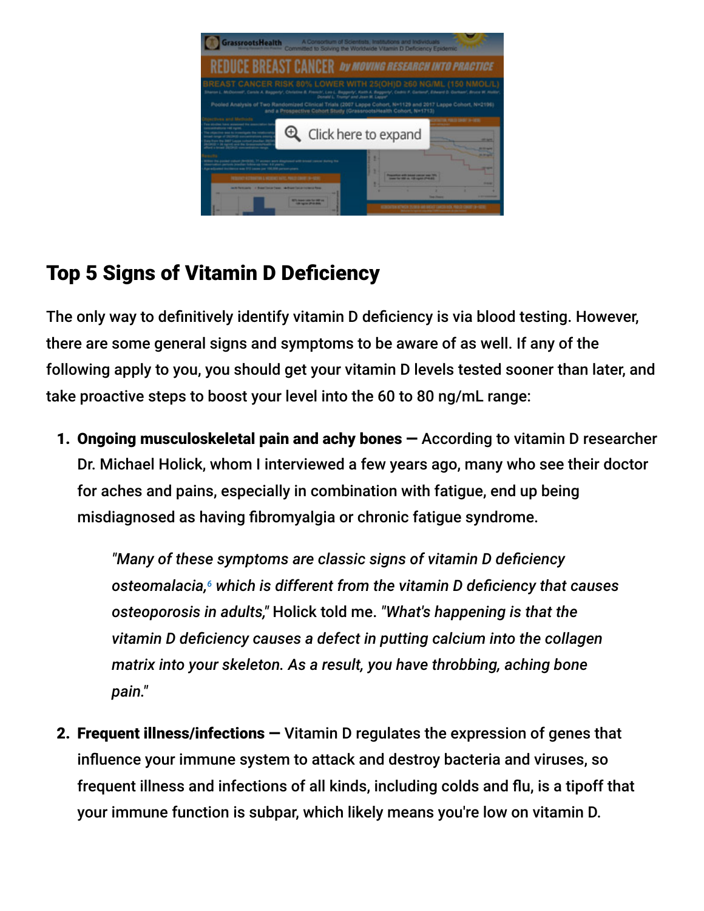## Top 5 Signs of Vitamin D Deficiency

The only way to definitively identify vitamin D deficiency is via blood testing. However, there are some general signs and symptoms to be aware of as well. If any of the following apply to you, you should get your vitamin D levels tested sooner than later, and take proactive steps to boost your level into the 60 to 80 ng/mL range:

1. **Ongoing musculoskeletal pain and achy bones —** According to vitamin D researcher Dr. Michael Holick, whom I interviewed a few years ago, many who see their doctor for aches and pains, especially in combination with fatigue, end up being misdiagnosed as having fibromyalgia or chronic fatigue syndrome.

   > *"Many of these symptoms are classic signs of vitamin D deficiency osteomalacia,*[6] *which is different from the vitamin D deficiency that causes osteoporosis in adults,"* Holick told me. *"What's happening is that the vitamin D deficiency causes a defect in putting calcium into the collagen matrix into your skeleton. As a result, you have throbbing, aching bone pain."*

2. **Frequent illness/infections —** Vitamin D regulates the expression of genes that influence your immune system to attack and destroy bacteria and viruses, so frequent illness and infections of all kinds, including colds and flu, is a tipoff that your immune function is subpar, which likely means you're low on vitamin D.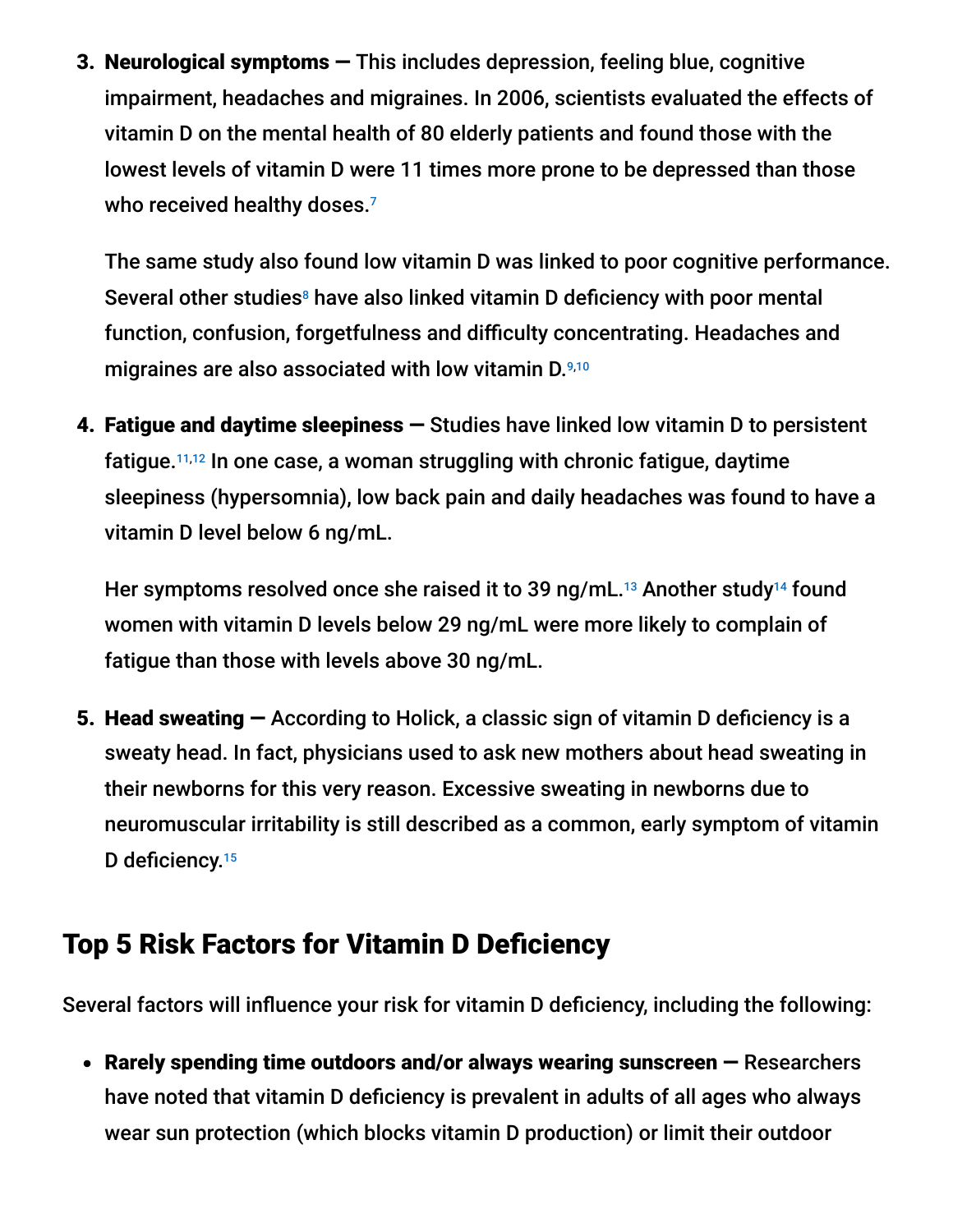3. **Neurological symptoms —** This includes depression, feeling blue, cognitive impairment, headaches and migraines. In 2006, scientists evaluated the effects of vitamin D on the mental health of 80 elderly patients and found those with the lowest levels of vitamin D were 11 times more prone to be depressed than those who received healthy doses.[7]

   The same study also found low vitamin D was linked to poor cognitive performance. Several other studies[8] have also linked vitamin D deficiency with poor mental function, confusion, forgetfulness and difficulty concentrating. Headaches and migraines are also associated with low vitamin D.[9,10]

4. **Fatigue and daytime sleepiness —** Studies have linked low vitamin D to persistent fatigue.[11,12] In one case, a woman struggling with chronic fatigue, daytime sleepiness (hypersomnia), low back pain and daily headaches was found to have a vitamin D level below 6 ng/mL.

   Her symptoms resolved once she raised it to 39 ng/mL.[13] Another study[14] found women with vitamin D levels below 29 ng/mL were more likely to complain of fatigue than those with levels above 30 ng/mL.

5. **Head sweating —** According to Holick, a classic sign of vitamin D deficiency is a sweaty head. In fact, physicians used to ask new mothers about head sweating in their newborns for this very reason. Excessive sweating in newborns due to neuromuscular irritability is still described as a common, early symptom of vitamin D deficiency.[15]

## Top 5 Risk Factors for Vitamin D Deficiency

Several factors will influence your risk for vitamin D deficiency, including the following:

- **Rarely spending time outdoors and/or always wearing sunscreen —** Researchers have noted that vitamin D deficiency is prevalent in adults of all ages who always wear sun protection (which blocks vitamin D production) or limit their outdoor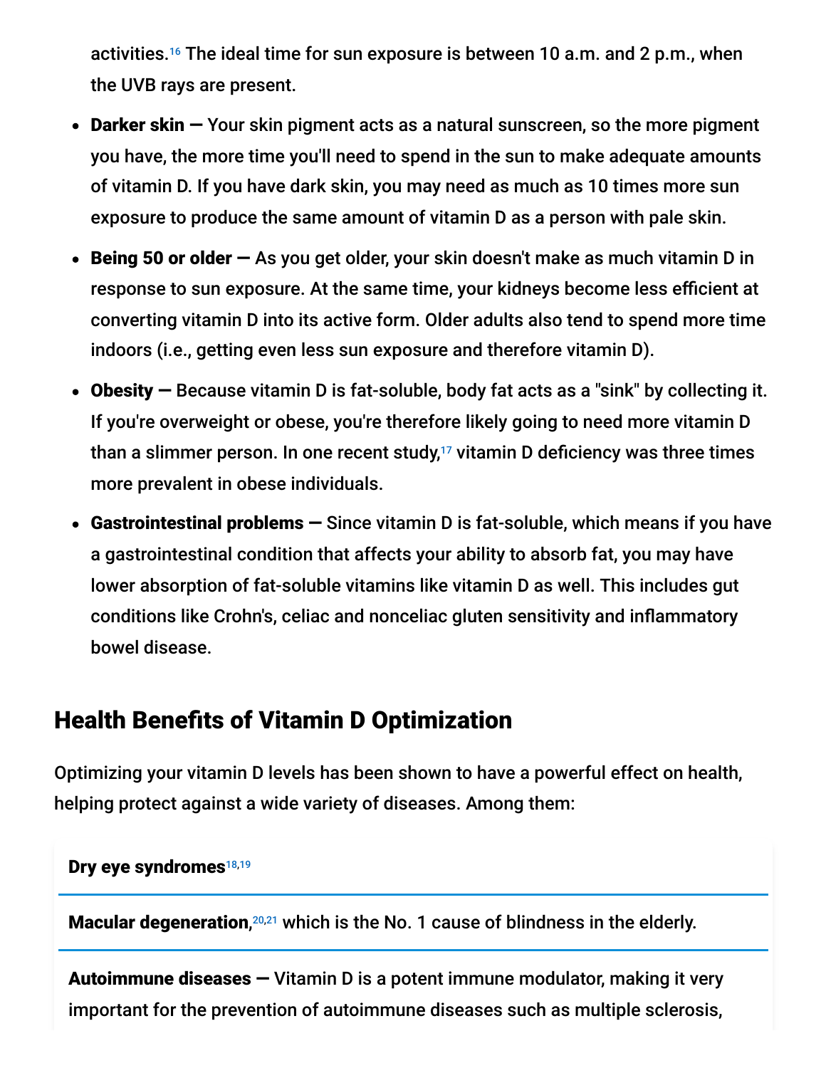activities.[16] The ideal time for sun exposure is between 10 a.m. and 2 p.m., when the UVB rays are present.

- **Darker skin —** Your skin pigment acts as a natural sunscreen, so the more pigment you have, the more time you'll need to spend in the sun to make adequate amounts of vitamin D. If you have dark skin, you may need as much as 10 times more sun exposure to produce the same amount of vitamin D as a person with pale skin.
- **Being 50 or older —** As you get older, your skin doesn't make as much vitamin D in response to sun exposure. At the same time, your kidneys become less efficient at converting vitamin D into its active form. Older adults also tend to spend more time indoors (i.e., getting even less sun exposure and therefore vitamin D).
- **Obesity —** Because vitamin D is fat-soluble, body fat acts as a "sink" by collecting it. If you're overweight or obese, you're therefore likely going to need more vitamin D than a slimmer person. In one recent study,[17] vitamin D deficiency was three times more prevalent in obese individuals.
- **Gastrointestinal problems —** Since vitamin D is fat-soluble, which means if you have a gastrointestinal condition that affects your ability to absorb fat, you may have lower absorption of fat-soluble vitamins like vitamin D as well. This includes gut conditions like Crohn's, celiac and nonceliac gluten sensitivity and inflammatory bowel disease.

## Health Benefits of Vitamin D Optimization

Optimizing your vitamin D levels has been shown to have a powerful effect on health, helping protect against a wide variety of diseases. Among them:

**Dry eye syndromes**[18,19]

**Macular degeneration,**[20,21] which is the No. 1 cause of blindness in the elderly.

**Autoimmune diseases —** Vitamin D is a potent immune modulator, making it very important for the prevention of autoimmune diseases such as multiple sclerosis,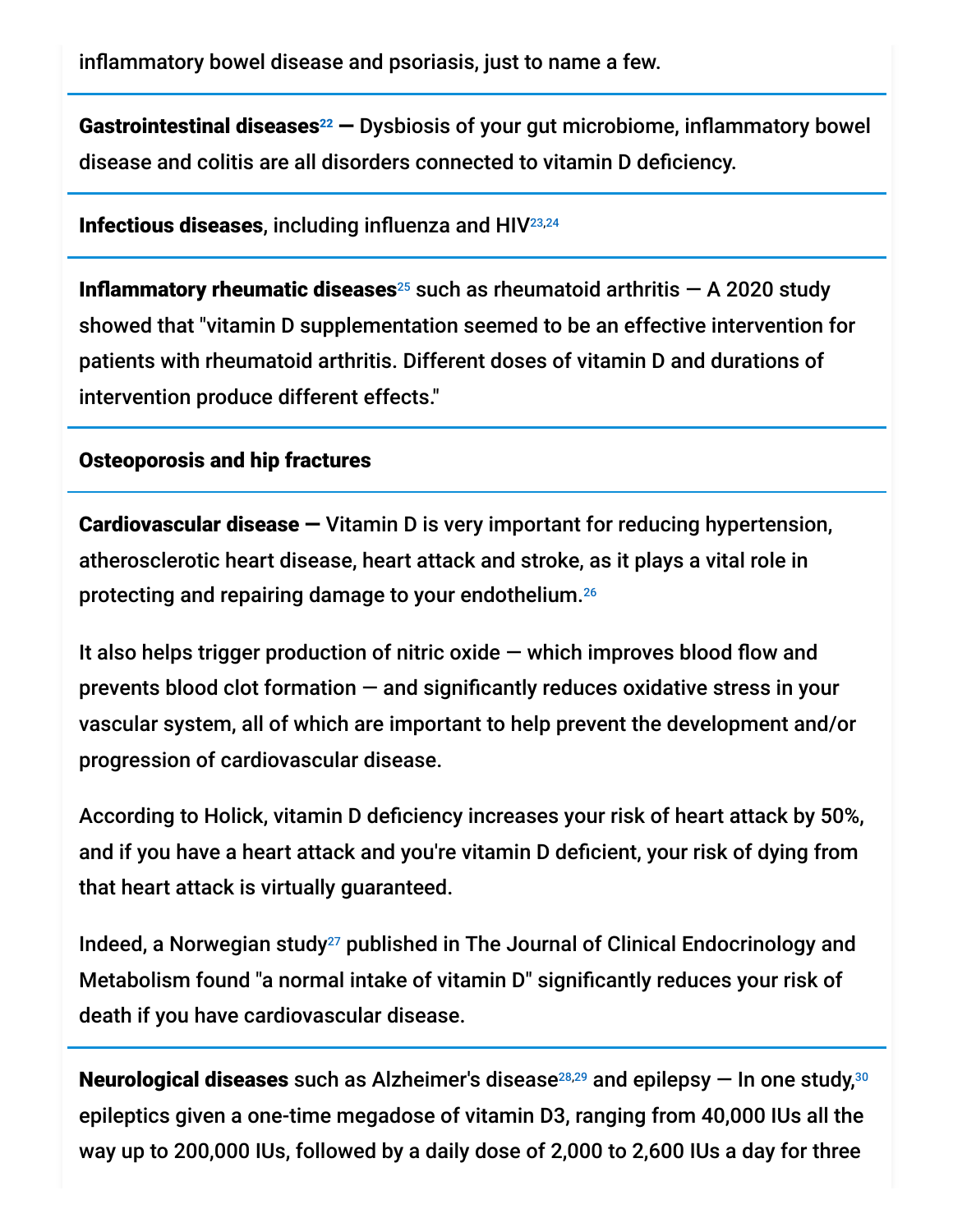inflammatory bowel disease and psoriasis, just to name a few.

**Gastrointestinal diseases**[22] **—** Dysbiosis of your gut microbiome, inflammatory bowel disease and colitis are all disorders connected to vitamin D deficiency.

**Infectious diseases**, including influenza and HIV[23,24]

**Inflammatory rheumatic diseases**[25] such as rheumatoid arthritis — A 2020 study showed that "vitamin D supplementation seemed to be an effective intervention for patients with rheumatoid arthritis. Different doses of vitamin D and durations of intervention produce different effects."

**Osteoporosis and hip fractures**

**Cardiovascular disease —** Vitamin D is very important for reducing hypertension, atherosclerotic heart disease, heart attack and stroke, as it plays a vital role in protecting and repairing damage to your endothelium.[26]

It also helps trigger production of nitric oxide — which improves blood flow and prevents blood clot formation — and significantly reduces oxidative stress in your vascular system, all of which are important to help prevent the development and/or progression of cardiovascular disease.

According to Holick, vitamin D deficiency increases your risk of heart attack by 50%, and if you have a heart attack and you're vitamin D deficient, your risk of dying from that heart attack is virtually guaranteed.

Indeed, a Norwegian study[27] published in The Journal of Clinical Endocrinology and Metabolism found "a normal intake of vitamin D" significantly reduces your risk of death if you have cardiovascular disease.

**Neurological diseases** such as Alzheimer's disease[28,29] and epilepsy — In one study,[30] epileptics given a one-time megadose of vitamin D3, ranging from 40,000 IUs all the way up to 200,000 IUs, followed by a daily dose of 2,000 to 2,600 IUs a day for three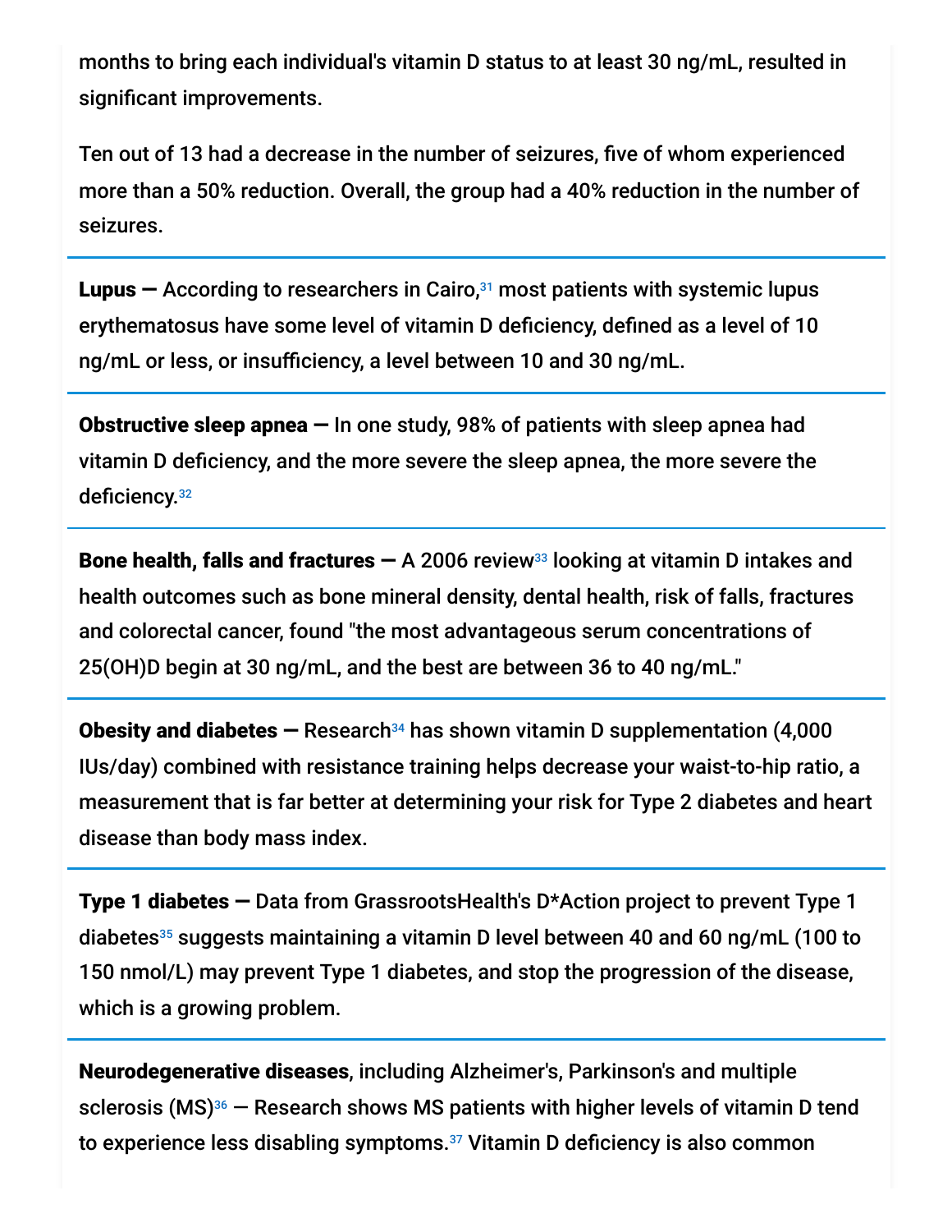months to bring each individual's vitamin D status to at least 30 ng/mL, resulted in significant improvements.

Ten out of 13 had a decrease in the number of seizures, five of whom experienced more than a 50% reduction. Overall, the group had a 40% reduction in the number of seizures.

---

**Lupus —** According to researchers in Cairo,[31] most patients with systemic lupus erythematosus have some level of vitamin D deficiency, defined as a level of 10 ng/mL or less, or insufficiency, a level between 10 and 30 ng/mL.

---

**Obstructive sleep apnea —** In one study, 98% of patients with sleep apnea had vitamin D deficiency, and the more severe the sleep apnea, the more severe the deficiency.[32]

---

**Bone health, falls and fractures —** A 2006 review[33] looking at vitamin D intakes and health outcomes such as bone mineral density, dental health, risk of falls, fractures and colorectal cancer, found "the most advantageous serum concentrations of 25(OH)D begin at 30 ng/mL, and the best are between 36 to 40 ng/mL."

---

**Obesity and diabetes —** Research[34] has shown vitamin D supplementation (4,000 IUs/day) combined with resistance training helps decrease your waist-to-hip ratio, a measurement that is far better at determining your risk for Type 2 diabetes and heart disease than body mass index.

---

**Type 1 diabetes —** Data from GrassrootsHealth's D*Action project to prevent Type 1 diabetes[35] suggests maintaining a vitamin D level between 40 and 60 ng/mL (100 to 150 nmol/L) may prevent Type 1 diabetes, and stop the progression of the disease, which is a growing problem.

---

**Neurodegenerative diseases**, including Alzheimer's, Parkinson's and multiple sclerosis (MS)[36] — Research shows MS patients with higher levels of vitamin D tend to experience less disabling symptoms.[37] Vitamin D deficiency is also common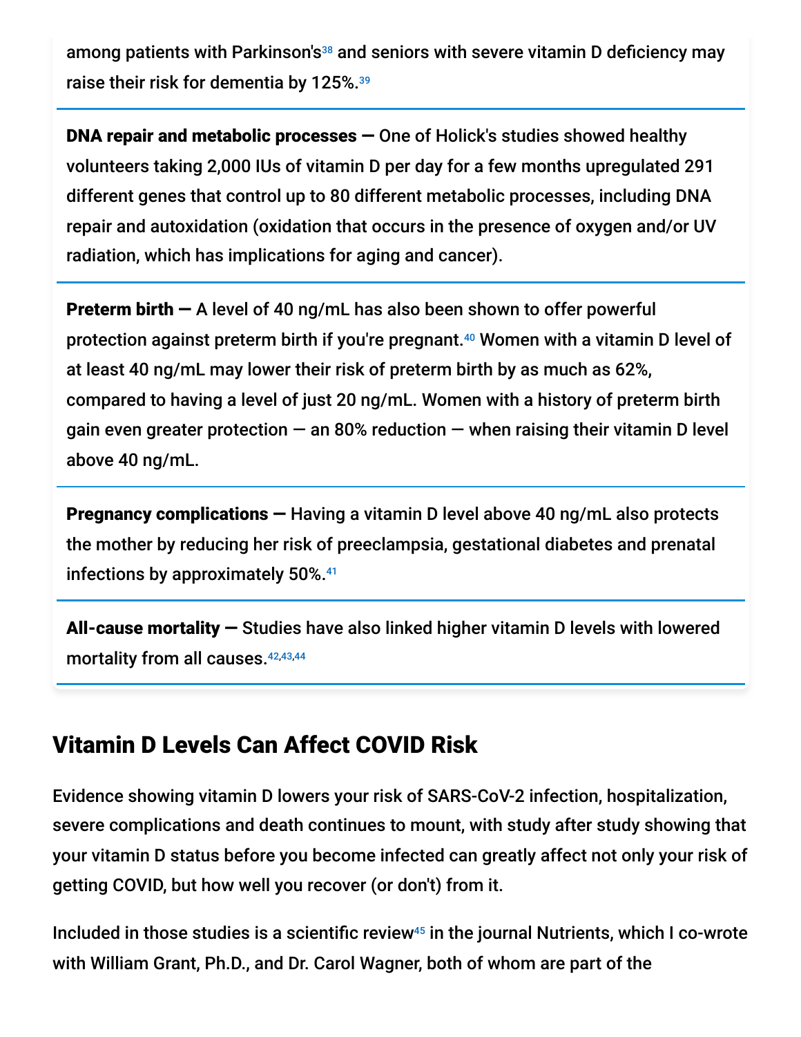among patients with Parkinson's[38] and seniors with severe vitamin D deficiency may raise their risk for dementia by 125%.[39]

**DNA repair and metabolic processes —** One of Holick's studies showed healthy volunteers taking 2,000 IUs of vitamin D per day for a few months upregulated 291 different genes that control up to 80 different metabolic processes, including DNA repair and autoxidation (oxidation that occurs in the presence of oxygen and/or UV radiation, which has implications for aging and cancer).

**Preterm birth —** A level of 40 ng/mL has also been shown to offer powerful protection against preterm birth if you're pregnant.[40] Women with a vitamin D level of at least 40 ng/mL may lower their risk of preterm birth by as much as 62%, compared to having a level of just 20 ng/mL. Women with a history of preterm birth gain even greater protection — an 80% reduction — when raising their vitamin D level above 40 ng/mL.

**Pregnancy complications —** Having a vitamin D level above 40 ng/mL also protects the mother by reducing her risk of preeclampsia, gestational diabetes and prenatal infections by approximately 50%.[41]

**All-cause mortality —** Studies have also linked higher vitamin D levels with lowered mortality from all causes.[42,43,44]

## Vitamin D Levels Can Affect COVID Risk

Evidence showing vitamin D lowers your risk of SARS-CoV-2 infection, hospitalization, severe complications and death continues to mount, with study after study showing that your vitamin D status before you become infected can greatly affect not only your risk of getting COVID, but how well you recover (or don't) from it.

Included in those studies is a scientific review[45] in the journal Nutrients, which I co-wrote with William Grant, Ph.D., and Dr. Carol Wagner, both of whom are part of the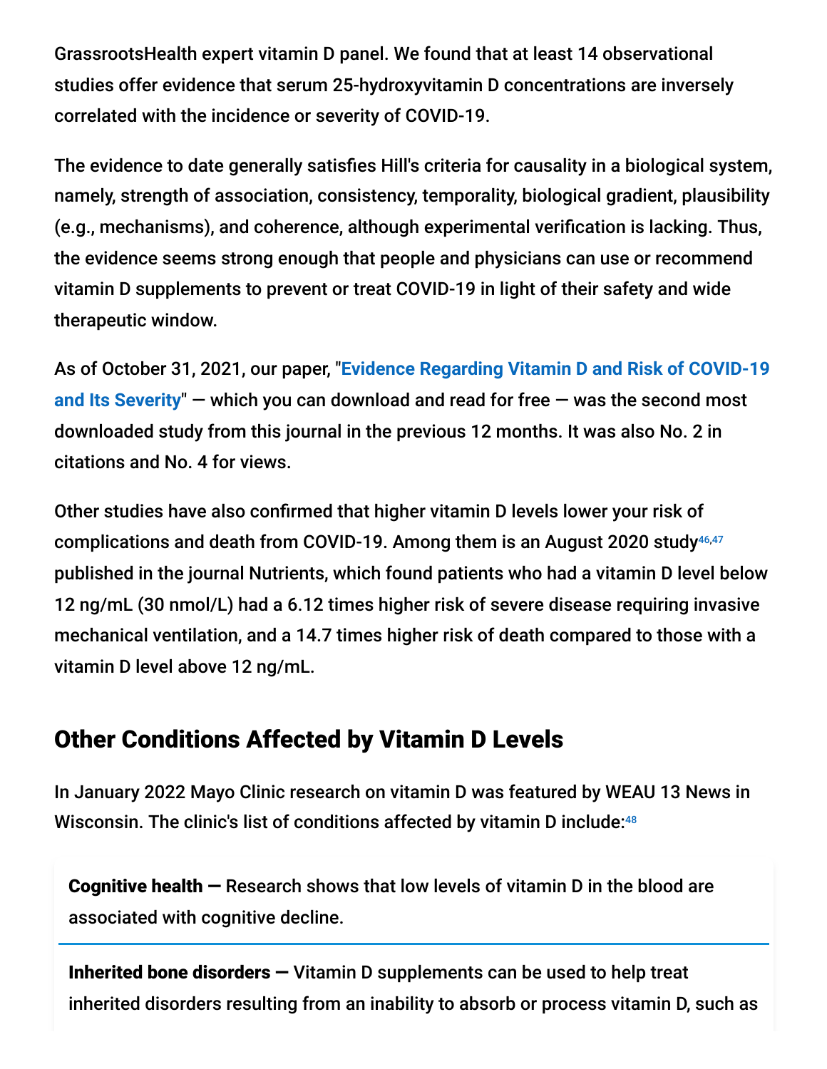GrassrootsHealth expert vitamin D panel. We found that at least 14 observational studies offer evidence that serum 25-hydroxyvitamin D concentrations are inversely correlated with the incidence or severity of COVID-19.

The evidence to date generally satisfies Hill's criteria for causality in a biological system, namely, strength of association, consistency, temporality, biological gradient, plausibility (e.g., mechanisms), and coherence, although experimental verification is lacking. Thus, the evidence seems strong enough that people and physicians can use or recommend vitamin D supplements to prevent or treat COVID-19 in light of their safety and wide therapeutic window.

As of October 31, 2021, our paper, "**Evidence Regarding Vitamin D and Risk of COVID-19 and Its Severity**" — which you can download and read for free — was the second most downloaded study from this journal in the previous 12 months. It was also No. 2 in citations and No. 4 for views.

Other studies have also confirmed that higher vitamin D levels lower your risk of complications and death from COVID-19. Among them is an August 2020 study[46,47] published in the journal Nutrients, which found patients who had a vitamin D level below 12 ng/mL (30 nmol/L) had a 6.12 times higher risk of severe disease requiring invasive mechanical ventilation, and a 14.7 times higher risk of death compared to those with a vitamin D level above 12 ng/mL.

## Other Conditions Affected by Vitamin D Levels

In January 2022 Mayo Clinic research on vitamin D was featured by WEAU 13 News in Wisconsin. The clinic's list of conditions affected by vitamin D include:[48]

**Cognitive health —** Research shows that low levels of vitamin D in the blood are associated with cognitive decline.

**Inherited bone disorders —** Vitamin D supplements can be used to help treat inherited disorders resulting from an inability to absorb or process vitamin D, such as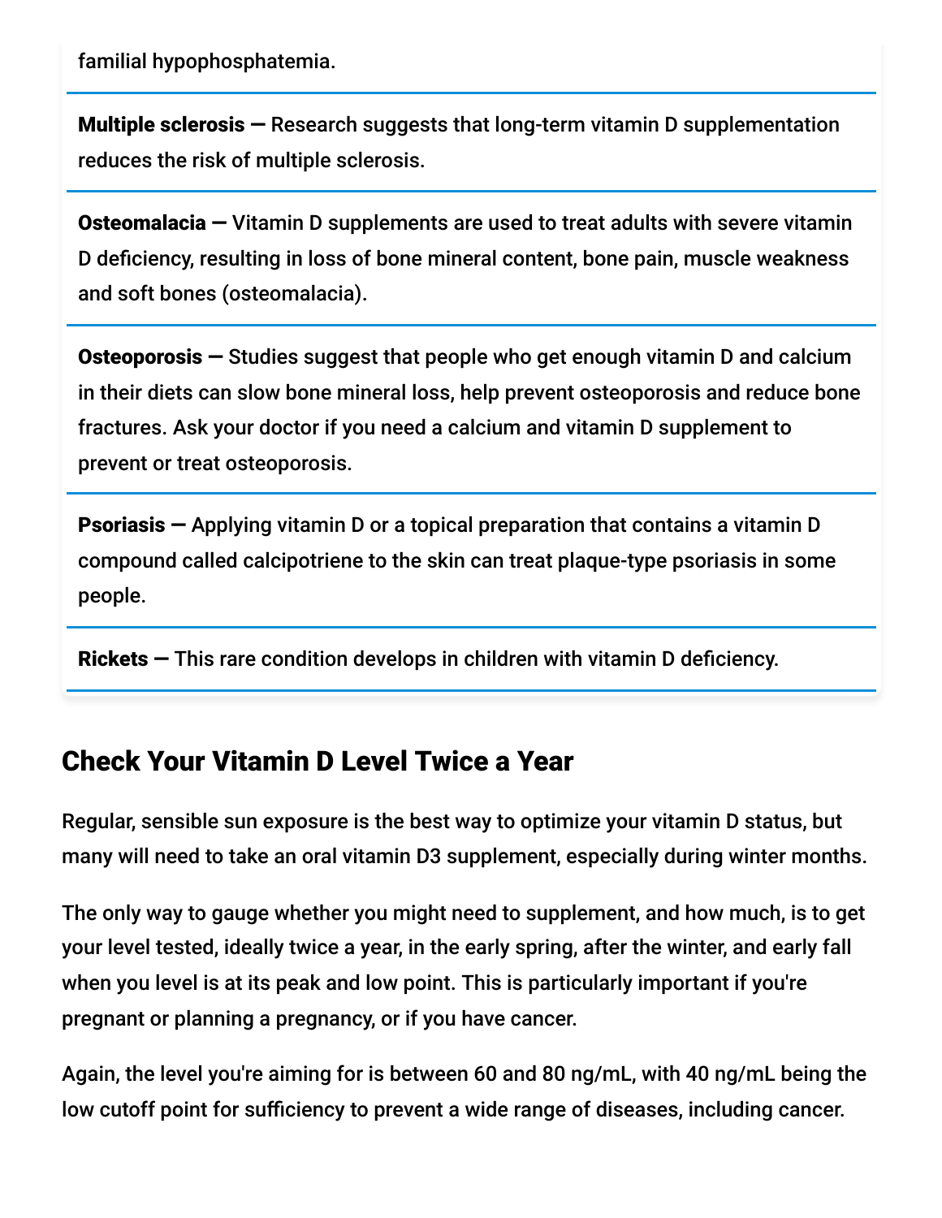familial hypophosphatemia.

**Multiple sclerosis —** Research suggests that long-term vitamin D supplementation reduces the risk of multiple sclerosis.

**Osteomalacia —** Vitamin D supplements are used to treat adults with severe vitamin D deficiency, resulting in loss of bone mineral content, bone pain, muscle weakness and soft bones (osteomalacia).

**Osteoporosis —** Studies suggest that people who get enough vitamin D and calcium in their diets can slow bone mineral loss, help prevent osteoporosis and reduce bone fractures. Ask your doctor if you need a calcium and vitamin D supplement to prevent or treat osteoporosis.

**Psoriasis —** Applying vitamin D or a topical preparation that contains a vitamin D compound called calcipotriene to the skin can treat plaque-type psoriasis in some people.

**Rickets —** This rare condition develops in children with vitamin D deficiency.

## Check Your Vitamin D Level Twice a Year

Regular, sensible sun exposure is the best way to optimize your vitamin D status, but many will need to take an oral vitamin D3 supplement, especially during winter months.

The only way to gauge whether you might need to supplement, and how much, is to get your level tested, ideally twice a year, in the early spring, after the winter, and early fall when you level is at its peak and low point. This is particularly important if you're pregnant or planning a pregnancy, or if you have cancer.

Again, the level you're aiming for is between 60 and 80 ng/mL, with 40 ng/mL being the low cutoff point for sufficiency to prevent a wide range of diseases, including cancer.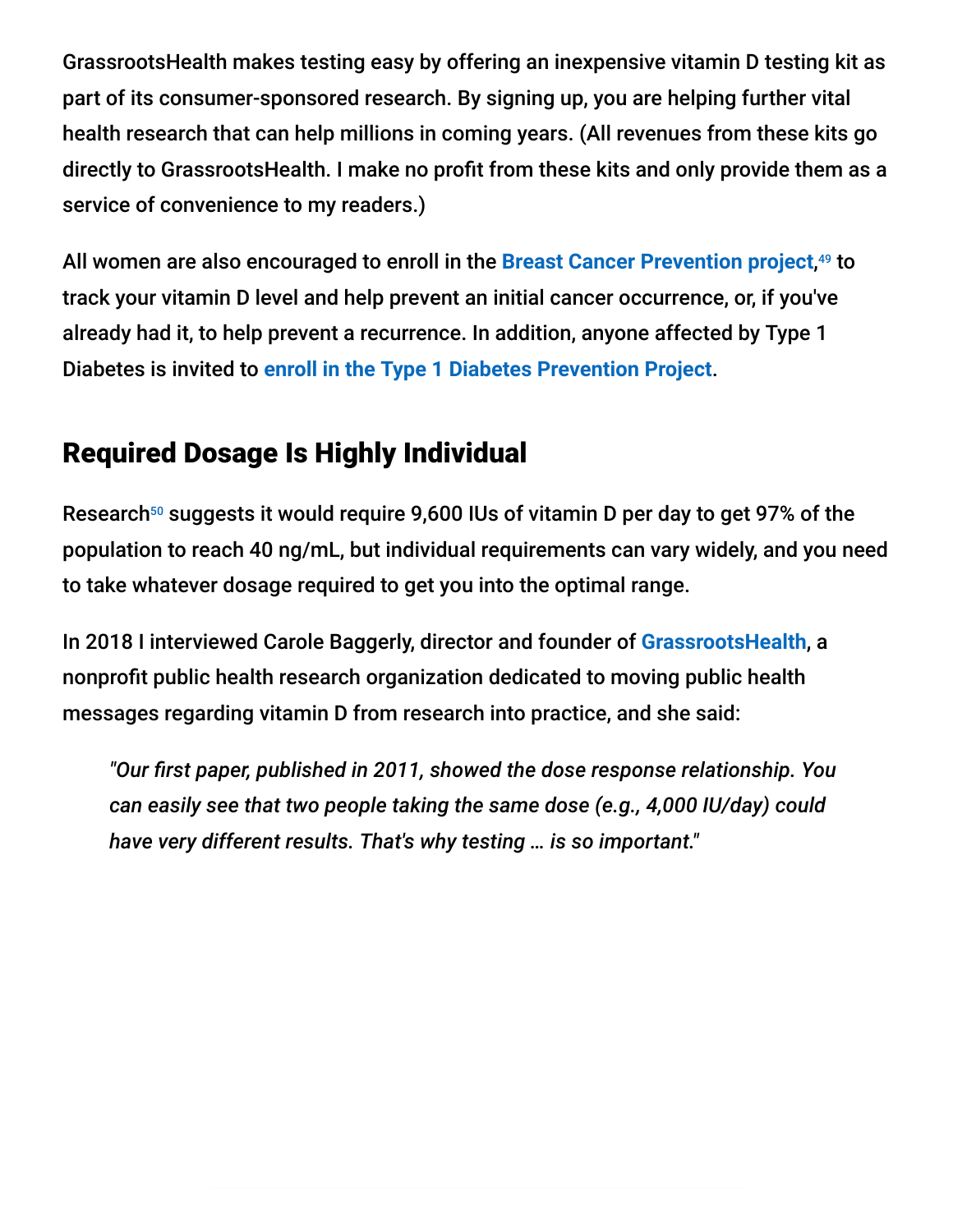GrassrootsHealth makes testing easy by offering an inexpensive vitamin D testing kit as part of its consumer-sponsored research. By signing up, you are helping further vital health research that can help millions in coming years. (All revenues from these kits go directly to GrassrootsHealth. I make no profit from these kits and only provide them as a service of convenience to my readers.)

All women are also encouraged to enroll in the **Breast Cancer Prevention project**,[49] to track your vitamin D level and help prevent an initial cancer occurrence, or, if you've already had it, to help prevent a recurrence. In addition, anyone affected by Type 1 Diabetes is invited to **enroll in the Type 1 Diabetes Prevention Project**.

## Required Dosage Is Highly Individual

Research[50] suggests it would require 9,600 IUs of vitamin D per day to get 97% of the population to reach 40 ng/mL, but individual requirements can vary widely, and you need to take whatever dosage required to get you into the optimal range.

In 2018 I interviewed Carole Baggerly, director and founder of **GrassrootsHealth**, a nonprofit public health research organization dedicated to moving public health messages regarding vitamin D from research into practice, and she said:

> *"Our first paper, published in 2011, showed the dose response relationship. You can easily see that two people taking the same dose (e.g., 4,000 IU/day) could have very different results. That's why testing … is so important."*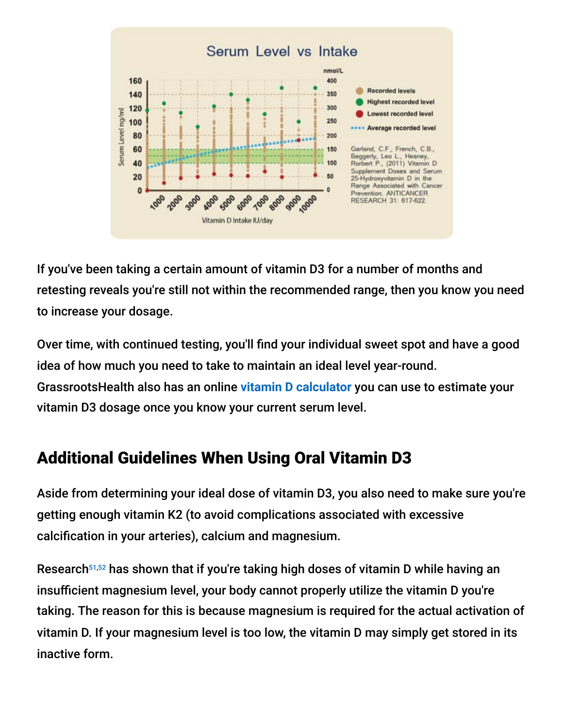If you've been taking a certain amount of vitamin D3 for a number of months and retesting reveals you're still not within the recommended range, then you know you need to increase your dosage.

Over time, with continued testing, you'll find your individual sweet spot and have a good idea of how much you need to take to maintain an ideal level year-round. GrassrootsHealth also has an online vitamin D calculator you can use to estimate your vitamin D3 dosage once you know your current serum level.

## Additional Guidelines When Using Oral Vitamin D3

Aside from determining your ideal dose of vitamin D3, you also need to make sure you're getting enough vitamin K2 (to avoid complications associated with excessive calcification in your arteries), calcium and magnesium.

Research[51,52] has shown that if you're taking high doses of vitamin D while having an insufficient magnesium level, your body cannot properly utilize the vitamin D you're taking. The reason for this is because magnesium is required for the actual activation of vitamin D. If your magnesium level is too low, the vitamin D may simply get stored in its inactive form.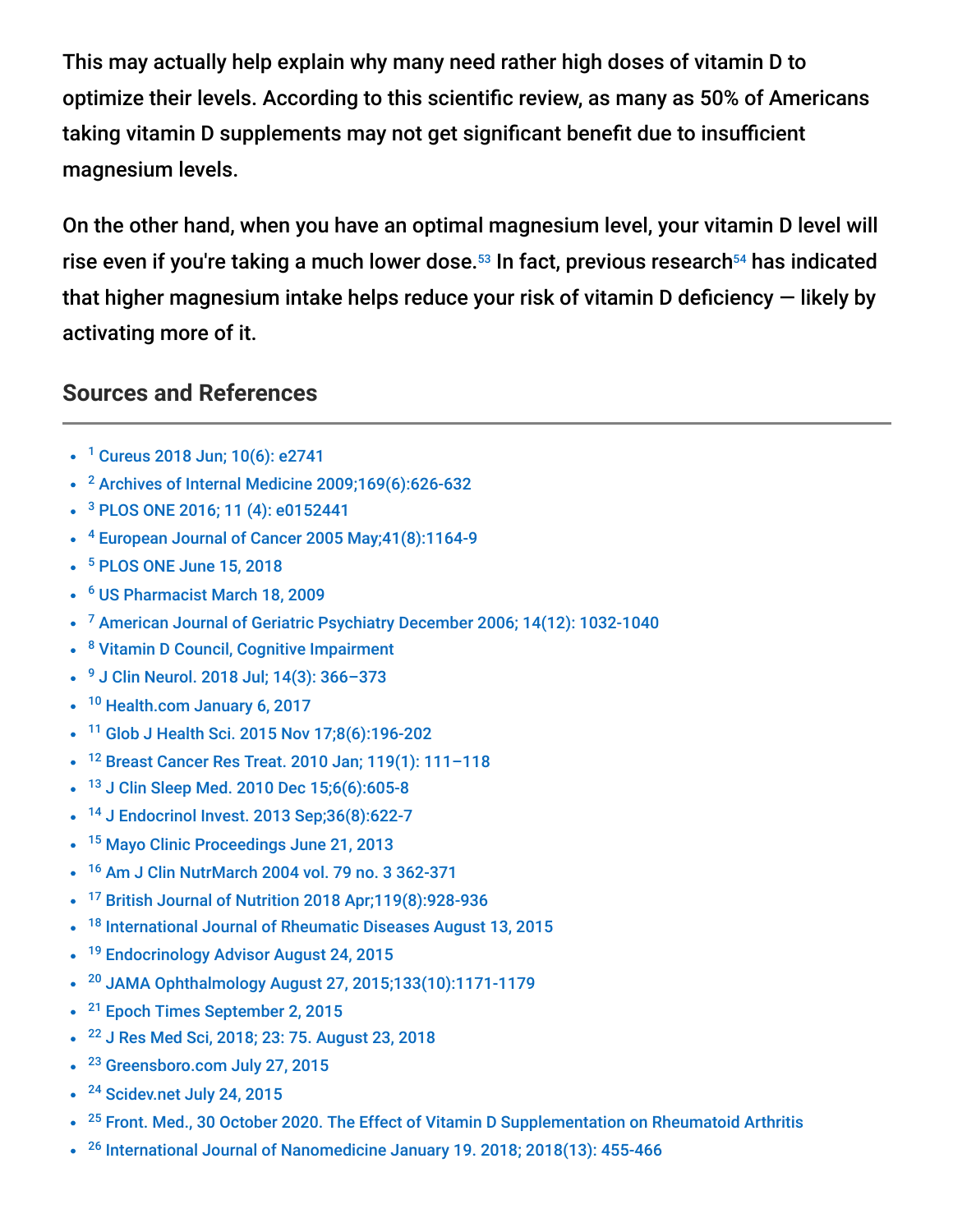This may actually help explain why many need rather high doses of vitamin D to optimize their levels. According to this scientific review, as many as 50% of Americans taking vitamin D supplements may not get significant benefit due to insufficient magnesium levels.

On the other hand, when you have an optimal magnesium level, your vitamin D level will rise even if you're taking a much lower dose.[53] In fact, previous research[54] has indicated that higher magnesium intake helps reduce your risk of vitamin D deficiency — likely by activating more of it.

## Sources and References

- [1] Cureus 2018 Jun; 10(6): e2741
- [2] Archives of Internal Medicine 2009;169(6):626-632
- [3] PLOS ONE 2016; 11 (4): e0152441
- [4] European Journal of Cancer 2005 May;41(8):1164-9
- [5] PLOS ONE June 15, 2018
- [6] US Pharmacist March 18, 2009
- [7] American Journal of Geriatric Psychiatry December 2006; 14(12): 1032-1040
- [8] Vitamin D Council, Cognitive Impairment
- [9] J Clin Neurol. 2018 Jul; 14(3): 366–373
- [10] Health.com January 6, 2017
- [11] Glob J Health Sci. 2015 Nov 17;8(6):196-202
- [12] Breast Cancer Res Treat. 2010 Jan; 119(1): 111–118
- [13] J Clin Sleep Med. 2010 Dec 15;6(6):605-8
- [14] J Endocrinol Invest. 2013 Sep;36(8):622-7
- [15] Mayo Clinic Proceedings June 21, 2013
- [16] Am J Clin NutrMarch 2004 vol. 79 no. 3 362-371
- [17] British Journal of Nutrition 2018 Apr;119(8):928-936
- [18] International Journal of Rheumatic Diseases August 13, 2015
- [19] Endocrinology Advisor August 24, 2015
- [20] JAMA Ophthalmology August 27, 2015;133(10):1171-1179
- [21] Epoch Times September 2, 2015
- [22] J Res Med Sci, 2018; 23: 75. August 23, 2018
- [23] Greensboro.com July 27, 2015
- [24] Scidev.net July 24, 2015
- [25] Front. Med., 30 October 2020. The Effect of Vitamin D Supplementation on Rheumatoid Arthritis
- [26] International Journal of Nanomedicine January 19. 2018; 2018(13): 455-466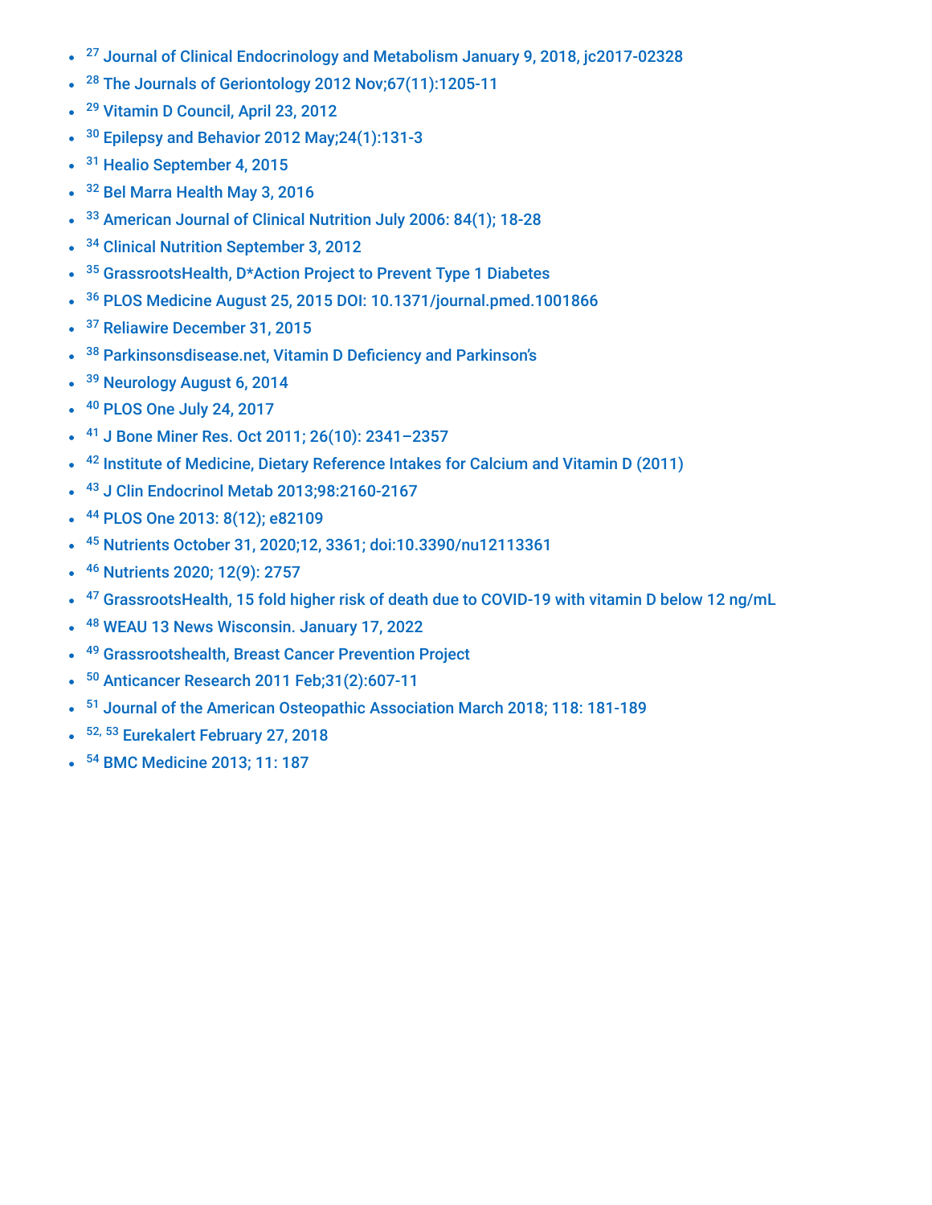- [27] Journal of Clinical Endocrinology and Metabolism January 9, 2018, jc2017-02328
- [28] The Journals of Geriontology 2012 Nov;67(11):1205-11
- [29] Vitamin D Council, April 23, 2012
- [30] Epilepsy and Behavior 2012 May;24(1):131-3
- [31] Healio September 4, 2015
- [32] Bel Marra Health May 3, 2016
- [33] American Journal of Clinical Nutrition July 2006: 84(1); 18-28
- [34] Clinical Nutrition September 3, 2012
- [35] GrassrootsHealth, D*Action Project to Prevent Type 1 Diabetes
- [36] PLOS Medicine August 25, 2015 DOI: 10.1371/journal.pmed.1001866
- [37] Reliawire December 31, 2015
- [38] Parkinsonsdisease.net, Vitamin D Deficiency and Parkinson's
- [39] Neurology August 6, 2014
- [40] PLOS One July 24, 2017
- [41] J Bone Miner Res. Oct 2011; 26(10): 2341–2357
- [42] Institute of Medicine, Dietary Reference Intakes for Calcium and Vitamin D (2011)
- [43] J Clin Endocrinol Metab 2013;98:2160-2167
- [44] PLOS One 2013: 8(12); e82109
- [45] Nutrients October 31, 2020;12, 3361; doi:10.3390/nu12113361
- [46] Nutrients 2020; 12(9): 2757
- [47] GrassrootsHealth, 15 fold higher risk of death due to COVID-19 with vitamin D below 12 ng/mL
- [48] WEAU 13 News Wisconsin. January 17, 2022
- [49] Grassrootshealth, Breast Cancer Prevention Project
- [50] Anticancer Research 2011 Feb;31(2):607-11
- [51] Journal of the American Osteopathic Association March 2018; 118: 181-189
- [52, 53] Eurekalert February 27, 2018
- [54] BMC Medicine 2013; 11: 187